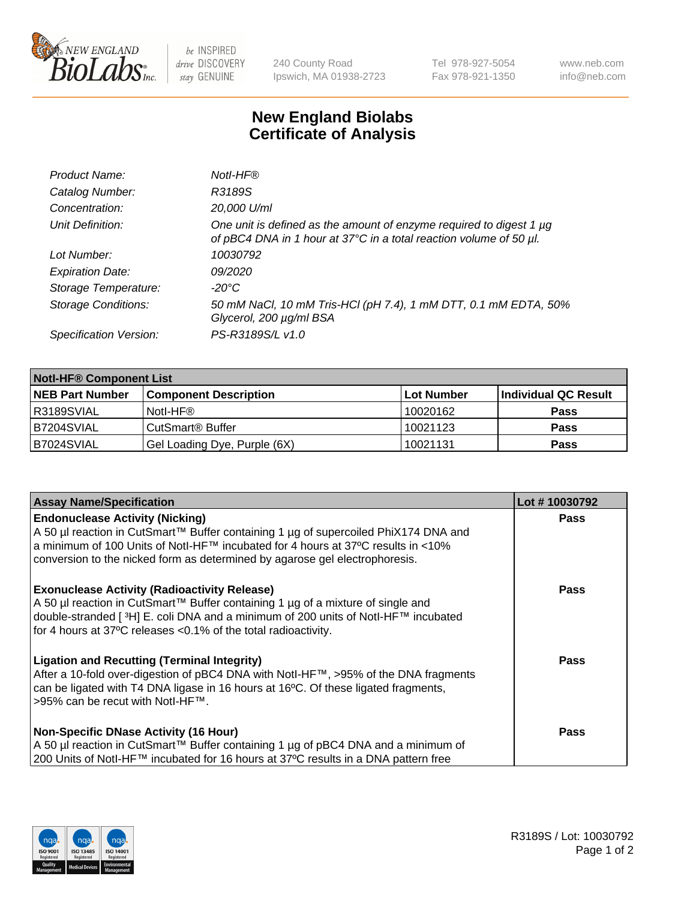# New England Biolabs Certificate of Analysis

| | |
|---|---|
| *Product Name:* | *NotI-HF®* |
| *Catalog Number:* | *R3189S* |
| *Concentration:* | *20,000 U/ml* |
| *Unit Definition:* | *One unit is defined as the amount of enzyme required to digest 1 µg of pBC4 DNA in 1 hour at 37°C in a total reaction volume of 50 µl.* |
| *Lot Number:* | *10030792* |
| *Expiration Date:* | *09/2020* |
| *Storage Temperature:* | *-20°C* |
| *Storage Conditions:* | *50 mM NaCl, 10 mM Tris-HCl (pH 7.4), 1 mM DTT, 0.1 mM EDTA, 50% Glycerol, 200 µg/ml BSA* |
| *Specification Version:* | *PS-R3189S/L v1.0* |

| **NotI-HF® Component List** | | | |
|---|---|---|---|
| **NEB Part Number** | **Component Description** | **Lot Number** | **Individual QC Result** |
| R3189SVIAL | NotI-HF® | 10020162 | **Pass** |
| B7204SVIAL | CutSmart® Buffer | 10021123 | **Pass** |
| B7024SVIAL | Gel Loading Dye, Purple (6X) | 10021131 | **Pass** |

| **Assay Name/Specification** | **Lot # 10030792** |
|---|---|
| **Endonuclease Activity (Nicking)** A 50 µl reaction in CutSmart™ Buffer containing 1 µg of supercoiled PhiX174 DNA and a minimum of 100 Units of NotI-HF™ incubated for 4 hours at 37ºC results in <10% conversion to the nicked form as determined by agarose gel electrophoresis. | **Pass** |
| **Exonuclease Activity (Radioactivity Release)** A 50 µl reaction in CutSmart™ Buffer containing 1 µg of a mixture of single and double-stranded [ $^3$H] E. coli DNA and a minimum of 200 units of NotI-HF™ incubated for 4 hours at 37ºC releases <0.1% of the total radioactivity. | **Pass** |
| **Ligation and Recutting (Terminal Integrity)** After a 10-fold over-digestion of pBC4 DNA with NotI-HF™, >95% of the DNA fragments can be ligated with T4 DNA ligase in 16 hours at 16ºC. Of these ligated fragments, >95% can be recut with NotI-HF™. | **Pass** |
| **Non-Specific DNase Activity (16 Hour)** A 50 µl reaction in CutSmart™ Buffer containing 1 µg of pBC4 DNA and a minimum of 200 Units of NotI-HF™ incubated for 16 hours at 37ºC results in a DNA pattern free | **Pass** |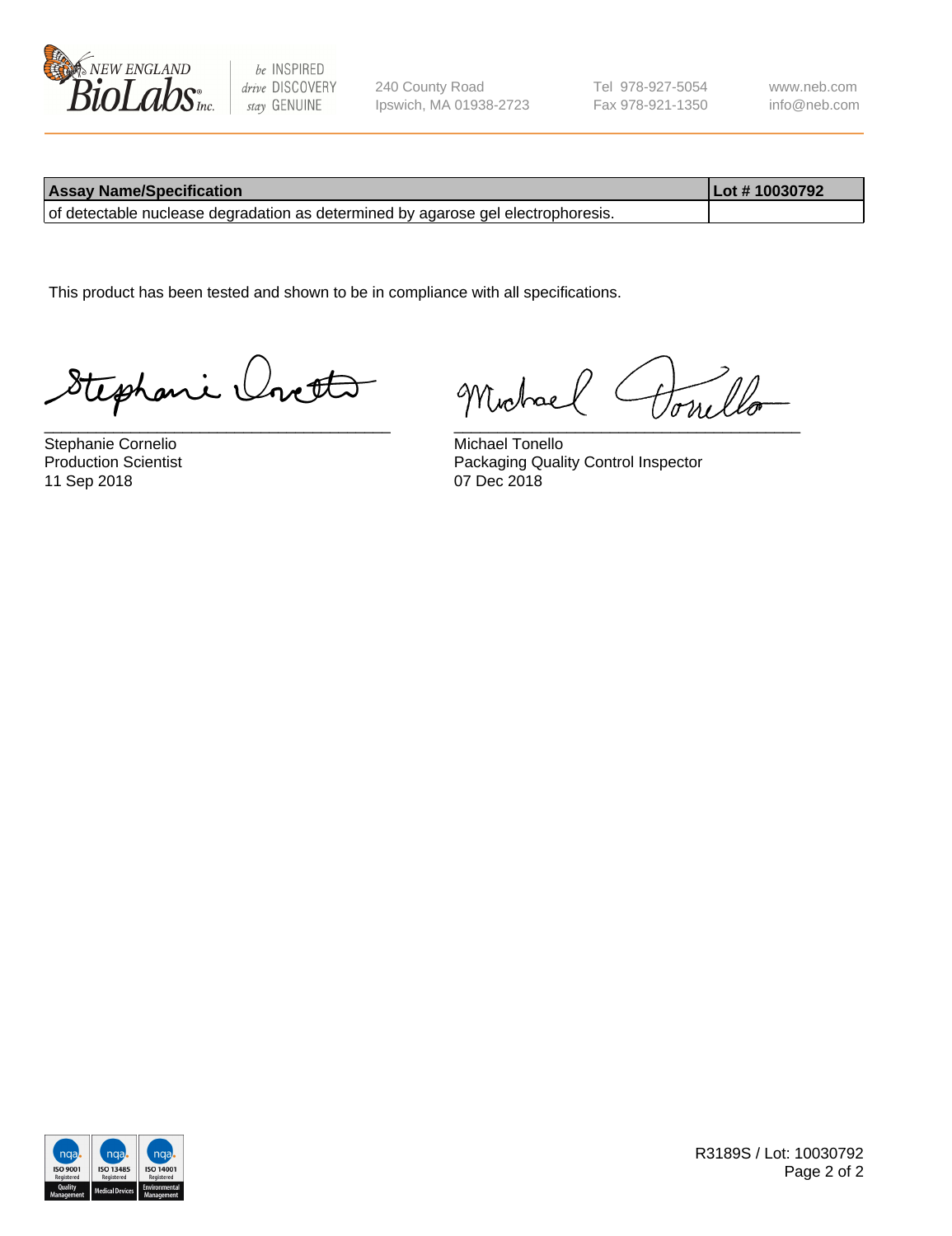| Assay Name/Specification | Lot # 10030792 |
| --- | --- |
| of detectable nuclease degradation as determined by agarose gel electrophoresis. | |

This product has been tested and shown to be in compliance with all specifications.

Stephanie Cornelio
Production Scientist
11 Sep 2018

Michael Tonello
Packaging Quality Control Inspector
07 Dec 2018

R3189S / Lot: 10030792